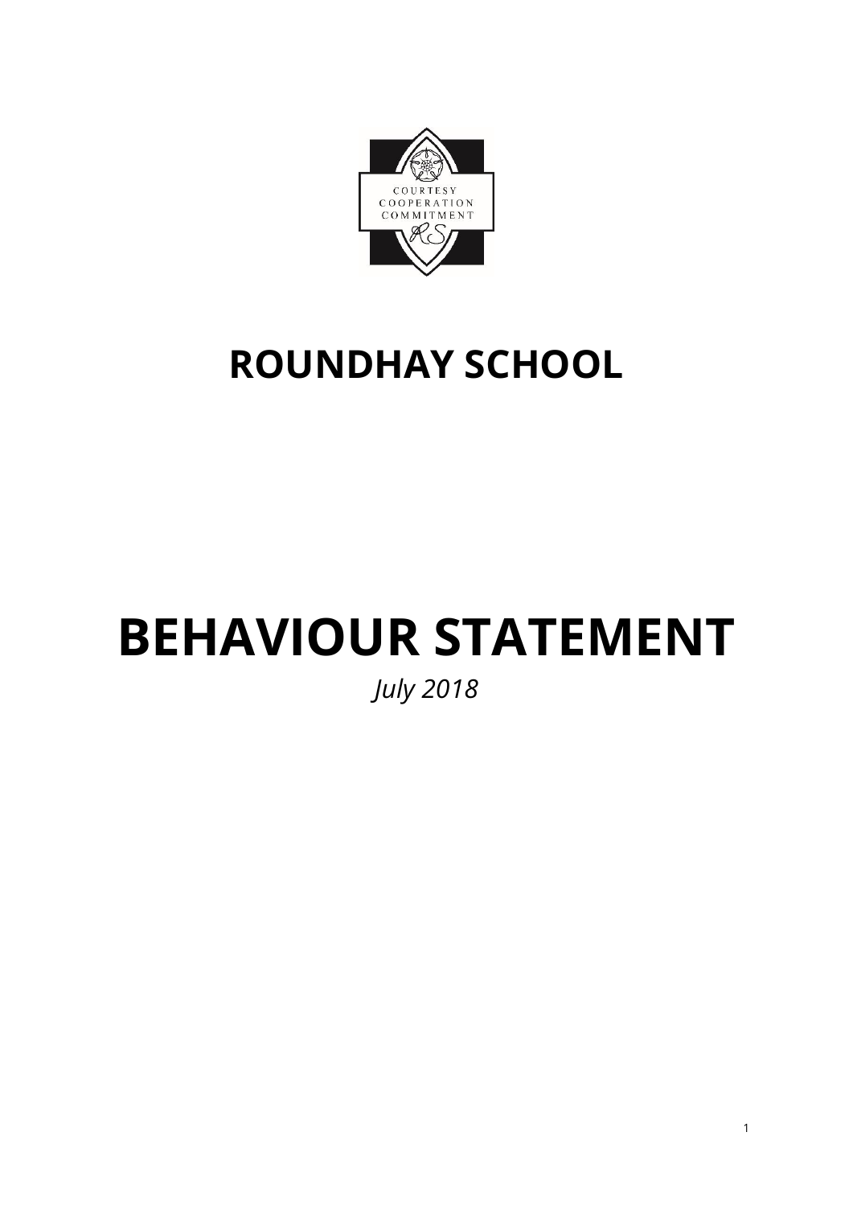# ROUNDHAY SCHOOL

# BEHAVIOUR STATEMENT

*July 2018*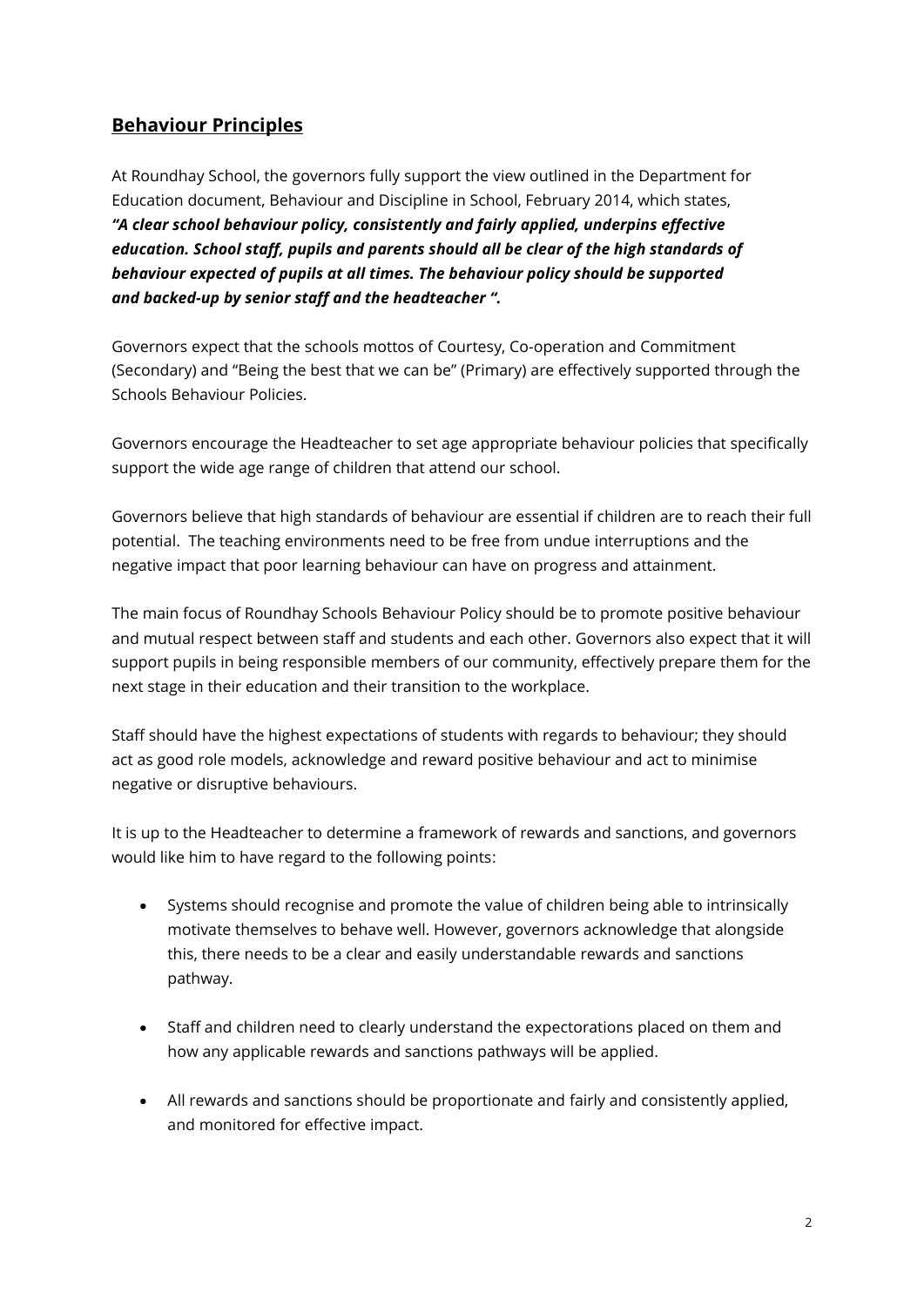## Behaviour Principles

At Roundhay School, the governors fully support the view outlined in the Department for Education document, Behaviour and Discipline in School, February 2014, which states, ***"A clear school behaviour policy, consistently and fairly applied, underpins effective education. School staff, pupils and parents should all be clear of the high standards of behaviour expected of pupils at all times. The behaviour policy should be supported and backed-up by senior staff and the headteacher ".***

Governors expect that the schools mottos of Courtesy, Co-operation and Commitment (Secondary) and "Being the best that we can be" (Primary) are effectively supported through the Schools Behaviour Policies.

Governors encourage the Headteacher to set age appropriate behaviour policies that specifically support the wide age range of children that attend our school.

Governors believe that high standards of behaviour are essential if children are to reach their full potential. The teaching environments need to be free from undue interruptions and the negative impact that poor learning behaviour can have on progress and attainment.

The main focus of Roundhay Schools Behaviour Policy should be to promote positive behaviour and mutual respect between staff and students and each other. Governors also expect that it will support pupils in being responsible members of our community, effectively prepare them for the next stage in their education and their transition to the workplace.

Staff should have the highest expectations of students with regards to behaviour; they should act as good role models, acknowledge and reward positive behaviour and act to minimise negative or disruptive behaviours.

It is up to the Headteacher to determine a framework of rewards and sanctions, and governors would like him to have regard to the following points:

- Systems should recognise and promote the value of children being able to intrinsically motivate themselves to behave well. However, governors acknowledge that alongside this, there needs to be a clear and easily understandable rewards and sanctions pathway.
- Staff and children need to clearly understand the expectorations placed on them and how any applicable rewards and sanctions pathways will be applied.
- All rewards and sanctions should be proportionate and fairly and consistently applied, and monitored for effective impact.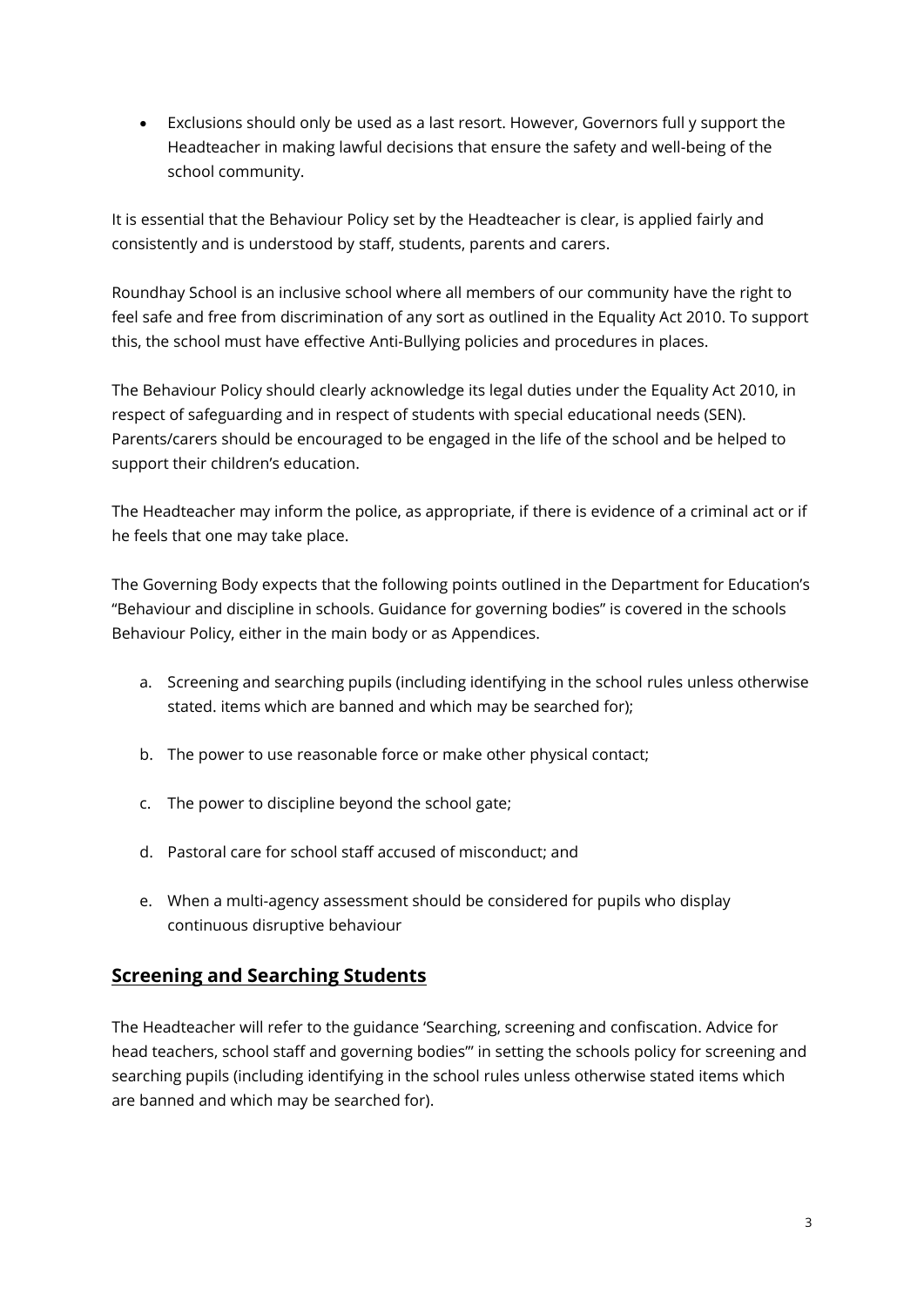- Exclusions should only be used as a last resort. However, Governors full y support the Headteacher in making lawful decisions that ensure the safety and well-being of the school community.

It is essential that the Behaviour Policy set by the Headteacher is clear, is applied fairly and consistently and is understood by staff, students, parents and carers.

Roundhay School is an inclusive school where all members of our community have the right to feel safe and free from discrimination of any sort as outlined in the Equality Act 2010. To support this, the school must have effective Anti-Bullying policies and procedures in places.

The Behaviour Policy should clearly acknowledge its legal duties under the Equality Act 2010, in respect of safeguarding and in respect of students with special educational needs (SEN). Parents/carers should be encouraged to be engaged in the life of the school and be helped to support their children's education.

The Headteacher may inform the police, as appropriate, if there is evidence of a criminal act or if he feels that one may take place.

The Governing Body expects that the following points outlined in the Department for Education's "Behaviour and discipline in schools. Guidance for governing bodies" is covered in the schools Behaviour Policy, either in the main body or as Appendices.

a. Screening and searching pupils (including identifying in the school rules unless otherwise stated. items which are banned and which may be searched for);

b. The power to use reasonable force or make other physical contact;

c. The power to discipline beyond the school gate;

d. Pastoral care for school staff accused of misconduct; and

e. When a multi-agency assessment should be considered for pupils who display continuous disruptive behaviour

## Screening and Searching Students

The Headteacher will refer to the guidance 'Searching, screening and confiscation. Advice for head teachers, school staff and governing bodies"' in setting the schools policy for screening and searching pupils (including identifying in the school rules unless otherwise stated items which are banned and which may be searched for).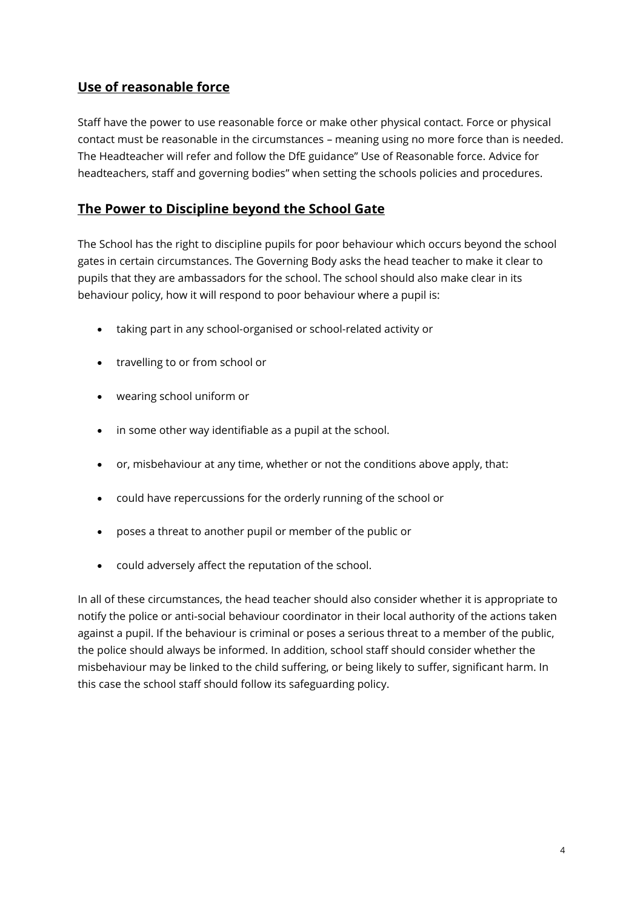## Use of reasonable force

Staff have the power to use reasonable force or make other physical contact. Force or physical contact must be reasonable in the circumstances – meaning using no more force than is needed. The Headteacher will refer and follow the DfE guidance" Use of Reasonable force. Advice for headteachers, staff and governing bodies" when setting the schools policies and procedures.

## The Power to Discipline beyond the School Gate

The School has the right to discipline pupils for poor behaviour which occurs beyond the school gates in certain circumstances. The Governing Body asks the head teacher to make it clear to pupils that they are ambassadors for the school. The school should also make clear in its behaviour policy, how it will respond to poor behaviour where a pupil is:

- taking part in any school-organised or school-related activity or
- travelling to or from school or
- wearing school uniform or
- in some other way identifiable as a pupil at the school.
- or, misbehaviour at any time, whether or not the conditions above apply, that:
- could have repercussions for the orderly running of the school or
- poses a threat to another pupil or member of the public or
- could adversely affect the reputation of the school.

In all of these circumstances, the head teacher should also consider whether it is appropriate to notify the police or anti-social behaviour coordinator in their local authority of the actions taken against a pupil. If the behaviour is criminal or poses a serious threat to a member of the public, the police should always be informed. In addition, school staff should consider whether the misbehaviour may be linked to the child suffering, or being likely to suffer, significant harm. In this case the school staff should follow its safeguarding policy.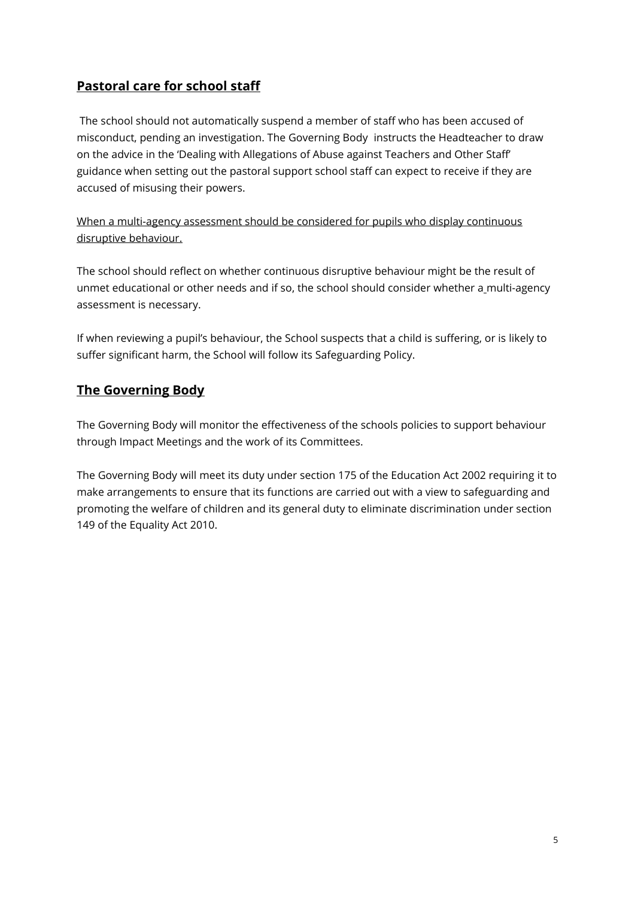## Pastoral care for school staff

The school should not automatically suspend a member of staff who has been accused of misconduct, pending an investigation. The Governing Body instructs the Headteacher to draw on the advice in the 'Dealing with Allegations of Abuse against Teachers and Other Staff' guidance when setting out the pastoral support school staff can expect to receive if they are accused of misusing their powers.

When a multi-agency assessment should be considered for pupils who display continuous disruptive behaviour.

The school should reflect on whether continuous disruptive behaviour might be the result of unmet educational or other needs and if so, the school should consider whether a multi-agency assessment is necessary.

If when reviewing a pupil's behaviour, the School suspects that a child is suffering, or is likely to suffer significant harm, the School will follow its Safeguarding Policy.

## The Governing Body

The Governing Body will monitor the effectiveness of the schools policies to support behaviour through Impact Meetings and the work of its Committees.

The Governing Body will meet its duty under section 175 of the Education Act 2002 requiring it to make arrangements to ensure that its functions are carried out with a view to safeguarding and promoting the welfare of children and its general duty to eliminate discrimination under section 149 of the Equality Act 2010.